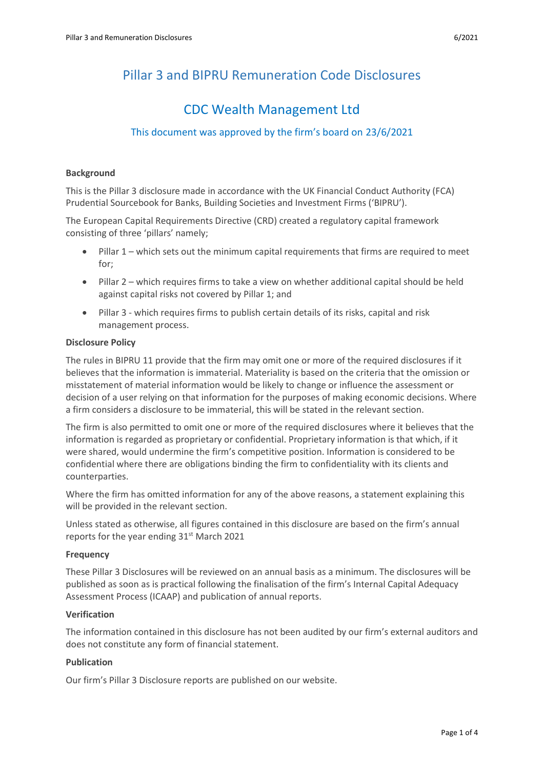# Pillar 3 and BIPRU Remuneration Code Disclosures

# CDC Wealth Management Ltd

### This document was approved by the firm's board on 23/6/2021

**Background**

This is the Pillar 3 disclosure made in accordance with the UK Financial Conduct Authority (FCA) Prudential Sourcebook for Banks, Building Societies and Investment Firms ('BIPRU').

The European Capital Requirements Directive (CRD) created a regulatory capital framework consisting of three 'pillars' namely;

- Pillar 1 – which sets out the minimum capital requirements that firms are required to meet for;
- Pillar 2 – which requires firms to take a view on whether additional capital should be held against capital risks not covered by Pillar 1; and
- Pillar 3 - which requires firms to publish certain details of its risks, capital and risk management process.

**Disclosure Policy**

The rules in BIPRU 11 provide that the firm may omit one or more of the required disclosures if it believes that the information is immaterial. Materiality is based on the criteria that the omission or misstatement of material information would be likely to change or influence the assessment or decision of a user relying on that information for the purposes of making economic decisions. Where a firm considers a disclosure to be immaterial, this will be stated in the relevant section.

The firm is also permitted to omit one or more of the required disclosures where it believes that the information is regarded as proprietary or confidential. Proprietary information is that which, if it were shared, would undermine the firm's competitive position. Information is considered to be confidential where there are obligations binding the firm to confidentiality with its clients and counterparties.

Where the firm has omitted information for any of the above reasons, a statement explaining this will be provided in the relevant section.

Unless stated as otherwise, all figures contained in this disclosure are based on the firm's annual reports for the year ending 31st March 2021

**Frequency**

These Pillar 3 Disclosures will be reviewed on an annual basis as a minimum. The disclosures will be published as soon as is practical following the finalisation of the firm's Internal Capital Adequacy Assessment Process (ICAAP) and publication of annual reports.

**Verification**

The information contained in this disclosure has not been audited by our firm's external auditors and does not constitute any form of financial statement.

**Publication**

Our firm's Pillar 3 Disclosure reports are published on our website.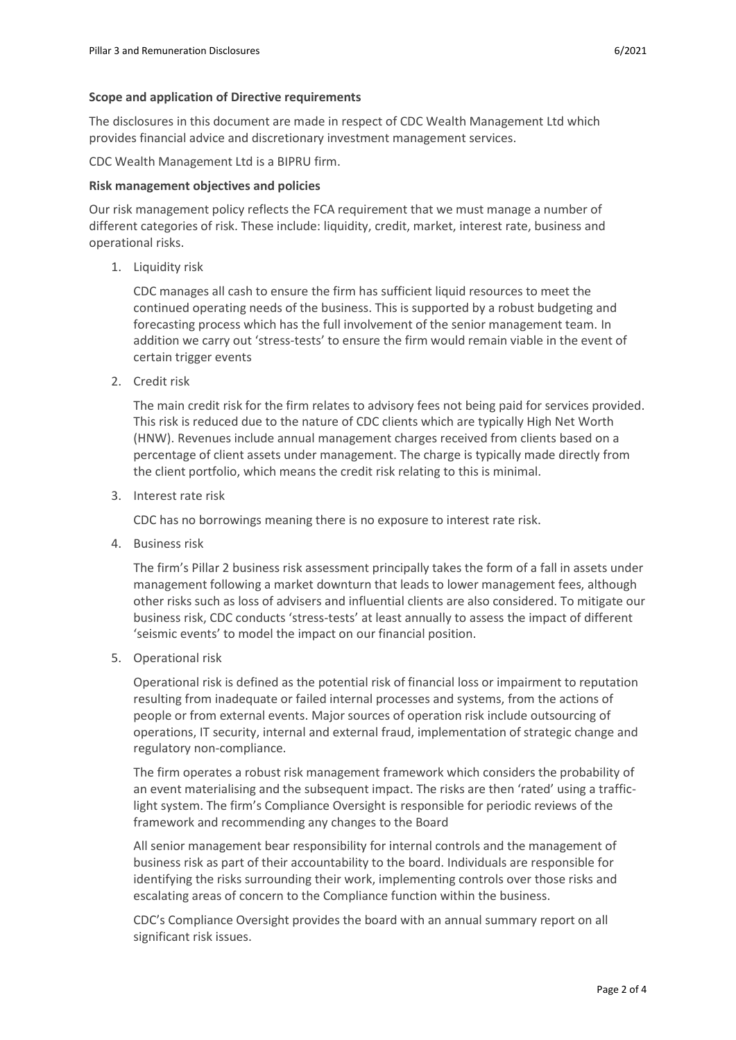**Scope and application of Directive requirements**

The disclosures in this document are made in respect of CDC Wealth Management Ltd which provides financial advice and discretionary investment management services.

CDC Wealth Management Ltd is a BIPRU firm.

**Risk management objectives and policies**

Our risk management policy reflects the FCA requirement that we must manage a number of different categories of risk. These include: liquidity, credit, market, interest rate, business and operational risks.

1. Liquidity risk

   CDC manages all cash to ensure the firm has sufficient liquid resources to meet the continued operating needs of the business. This is supported by a robust budgeting and forecasting process which has the full involvement of the senior management team. In addition we carry out 'stress-tests' to ensure the firm would remain viable in the event of certain trigger events

2. Credit risk

   The main credit risk for the firm relates to advisory fees not being paid for services provided. This risk is reduced due to the nature of CDC clients which are typically High Net Worth (HNW). Revenues include annual management charges received from clients based on a percentage of client assets under management. The charge is typically made directly from the client portfolio, which means the credit risk relating to this is minimal.

3. Interest rate risk

   CDC has no borrowings meaning there is no exposure to interest rate risk.

4. Business risk

   The firm's Pillar 2 business risk assessment principally takes the form of a fall in assets under management following a market downturn that leads to lower management fees, although other risks such as loss of advisers and influential clients are also considered. To mitigate our business risk, CDC conducts 'stress-tests' at least annually to assess the impact of different 'seismic events' to model the impact on our financial position.

5. Operational risk

   Operational risk is defined as the potential risk of financial loss or impairment to reputation resulting from inadequate or failed internal processes and systems, from the actions of people or from external events. Major sources of operation risk include outsourcing of operations, IT security, internal and external fraud, implementation of strategic change and regulatory non-compliance.

   The firm operates a robust risk management framework which considers the probability of an event materialising and the subsequent impact. The risks are then 'rated' using a traffic-light system. The firm's Compliance Oversight is responsible for periodic reviews of the framework and recommending any changes to the Board

   All senior management bear responsibility for internal controls and the management of business risk as part of their accountability to the board. Individuals are responsible for identifying the risks surrounding their work, implementing controls over those risks and escalating areas of concern to the Compliance function within the business.

   CDC's Compliance Oversight provides the board with an annual summary report on all significant risk issues.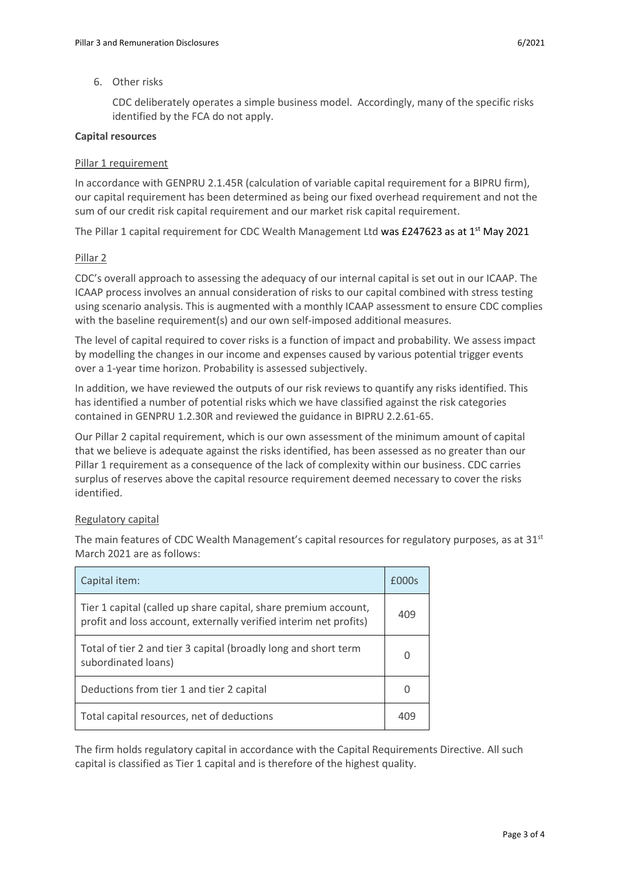6. Other risks

   CDC deliberately operates a simple business model. Accordingly, many of the specific risks identified by the FCA do not apply.

**Capital resources**

Pillar 1 requirement

In accordance with GENPRU 2.1.45R (calculation of variable capital requirement for a BIPRU firm), our capital requirement has been determined as being our fixed overhead requirement and not the sum of our credit risk capital requirement and our market risk capital requirement.

The Pillar 1 capital requirement for CDC Wealth Management Ltd was £247623 as at 1st May 2021

Pillar 2

CDC's overall approach to assessing the adequacy of our internal capital is set out in our ICAAP. The ICAAP process involves an annual consideration of risks to our capital combined with stress testing using scenario analysis. This is augmented with a monthly ICAAP assessment to ensure CDC complies with the baseline requirement(s) and our own self-imposed additional measures.

The level of capital required to cover risks is a function of impact and probability. We assess impact by modelling the changes in our income and expenses caused by various potential trigger events over a 1-year time horizon. Probability is assessed subjectively.

In addition, we have reviewed the outputs of our risk reviews to quantify any risks identified. This has identified a number of potential risks which we have classified against the risk categories contained in GENPRU 1.2.30R and reviewed the guidance in BIPRU 2.2.61-65.

Our Pillar 2 capital requirement, which is our own assessment of the minimum amount of capital that we believe is adequate against the risks identified, has been assessed as no greater than our Pillar 1 requirement as a consequence of the lack of complexity within our business. CDC carries surplus of reserves above the capital resource requirement deemed necessary to cover the risks identified.

Regulatory capital

The main features of CDC Wealth Management's capital resources for regulatory purposes, as at 31st March 2021 are as follows:

| Capital item: | £000s |
|---|---|
| Tier 1 capital (called up share capital, share premium account, profit and loss account, externally verified interim net profits) | 409 |
| Total of tier 2 and tier 3 capital (broadly long and short term subordinated loans) | 0 |
| Deductions from tier 1 and tier 2 capital | 0 |
| Total capital resources, net of deductions | 409 |

The firm holds regulatory capital in accordance with the Capital Requirements Directive. All such capital is classified as Tier 1 capital and is therefore of the highest quality.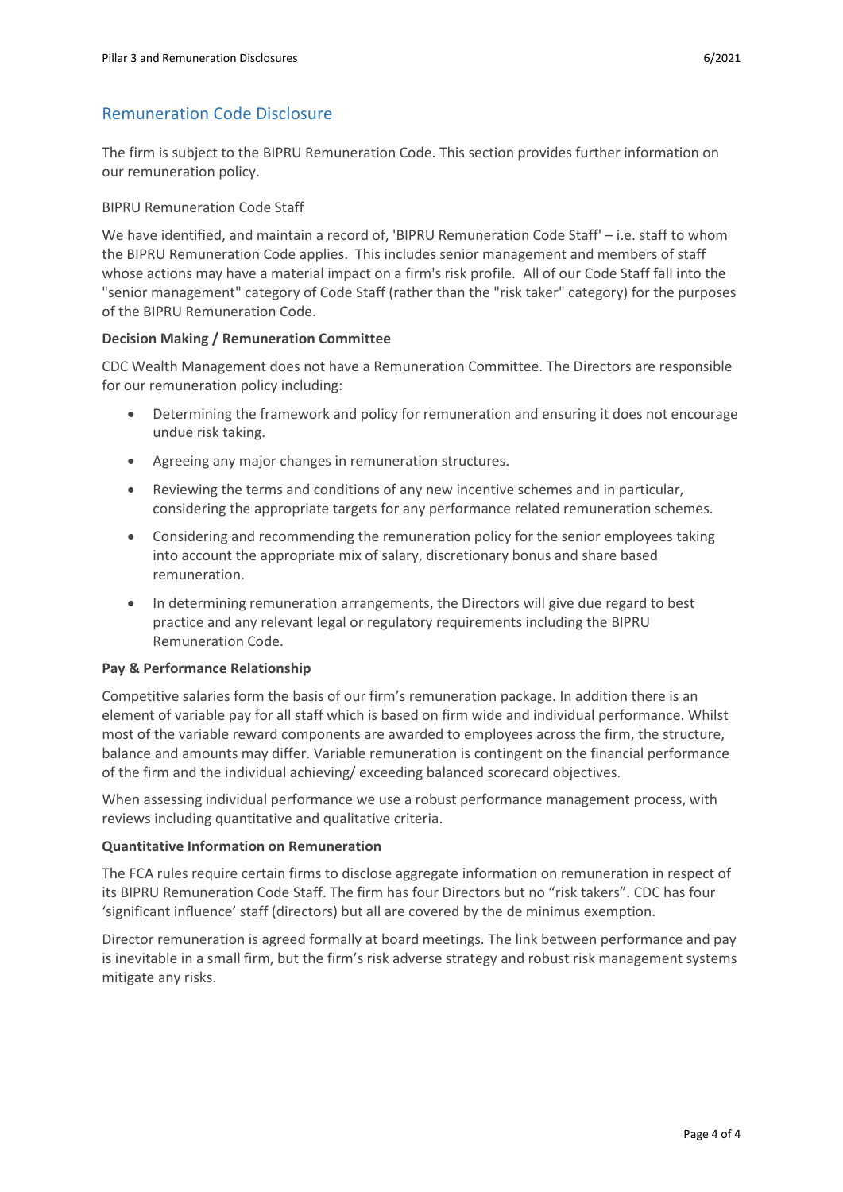## Remuneration Code Disclosure

The firm is subject to the BIPRU Remuneration Code. This section provides further information on our remuneration policy.

BIPRU Remuneration Code Staff

We have identified, and maintain a record of, 'BIPRU Remuneration Code Staff' – i.e. staff to whom the BIPRU Remuneration Code applies. This includes senior management and members of staff whose actions may have a material impact on a firm's risk profile. All of our Code Staff fall into the "senior management" category of Code Staff (rather than the "risk taker" category) for the purposes of the BIPRU Remuneration Code.

**Decision Making / Remuneration Committee**

CDC Wealth Management does not have a Remuneration Committee. The Directors are responsible for our remuneration policy including:

- Determining the framework and policy for remuneration and ensuring it does not encourage undue risk taking.
- Agreeing any major changes in remuneration structures.
- Reviewing the terms and conditions of any new incentive schemes and in particular, considering the appropriate targets for any performance related remuneration schemes.
- Considering and recommending the remuneration policy for the senior employees taking into account the appropriate mix of salary, discretionary bonus and share based remuneration.
- In determining remuneration arrangements, the Directors will give due regard to best practice and any relevant legal or regulatory requirements including the BIPRU Remuneration Code.

**Pay & Performance Relationship**

Competitive salaries form the basis of our firm's remuneration package. In addition there is an element of variable pay for all staff which is based on firm wide and individual performance. Whilst most of the variable reward components are awarded to employees across the firm, the structure, balance and amounts may differ. Variable remuneration is contingent on the financial performance of the firm and the individual achieving/ exceeding balanced scorecard objectives.

When assessing individual performance we use a robust performance management process, with reviews including quantitative and qualitative criteria.

**Quantitative Information on Remuneration**

The FCA rules require certain firms to disclose aggregate information on remuneration in respect of its BIPRU Remuneration Code Staff. The firm has four Directors but no "risk takers". CDC has four 'significant influence' staff (directors) but all are covered by the de minimus exemption.

Director remuneration is agreed formally at board meetings. The link between performance and pay is inevitable in a small firm, but the firm's risk adverse strategy and robust risk management systems mitigate any risks.